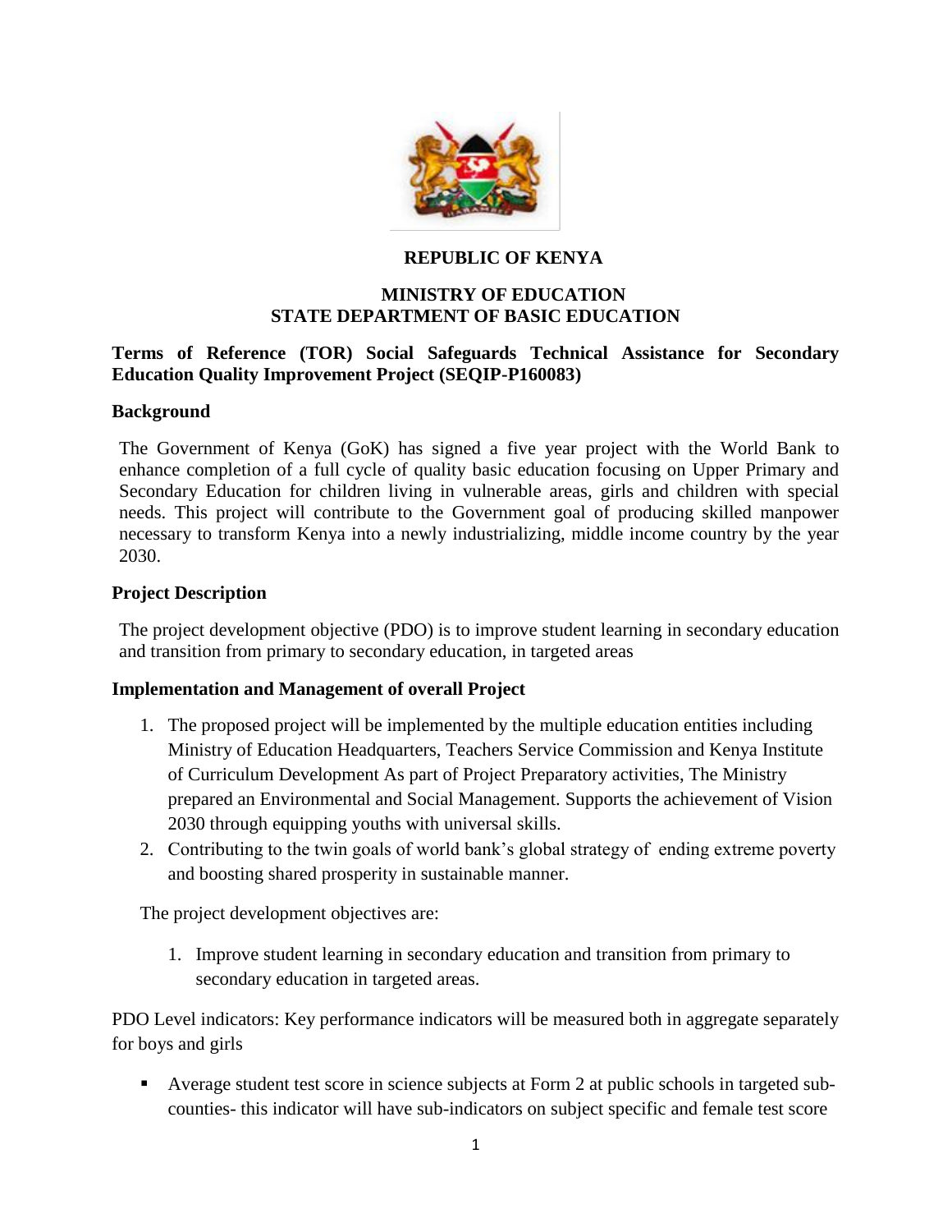**REPUBLIC OF KENYA**

**MINISTRY OF EDUCATION**
**STATE DEPARTMENT OF BASIC EDUCATION**

**Terms of Reference (TOR) Social Safeguards Technical Assistance for Secondary Education Quality Improvement Project (SEQIP-P160083)**

**Background**

The Government of Kenya (GoK) has signed a five year project with the World Bank to enhance completion of a full cycle of quality basic education focusing on Upper Primary and Secondary Education for children living in vulnerable areas, girls and children with special needs. This project will contribute to the Government goal of producing skilled manpower necessary to transform Kenya into a newly industrializing, middle income country by the year 2030.

**Project Description**

The project development objective (PDO) is to improve student learning in secondary education and transition from primary to secondary education, in targeted areas

**Implementation and Management of overall Project**

1. The proposed project will be implemented by the multiple education entities including Ministry of Education Headquarters, Teachers Service Commission and Kenya Institute of Curriculum Development As part of Project Preparatory activities, The Ministry prepared an Environmental and Social Management. Supports the achievement of Vision 2030 through equipping youths with universal skills.
2. Contributing to the twin goals of world bank's global strategy of ending extreme poverty and boosting shared prosperity in sustainable manner.

The project development objectives are:

1. Improve student learning in secondary education and transition from primary to secondary education in targeted areas.

PDO Level indicators: Key performance indicators will be measured both in aggregate separately for boys and girls

- Average student test score in science subjects at Form 2 at public schools in targeted sub-counties- this indicator will have sub-indicators on subject specific and female test score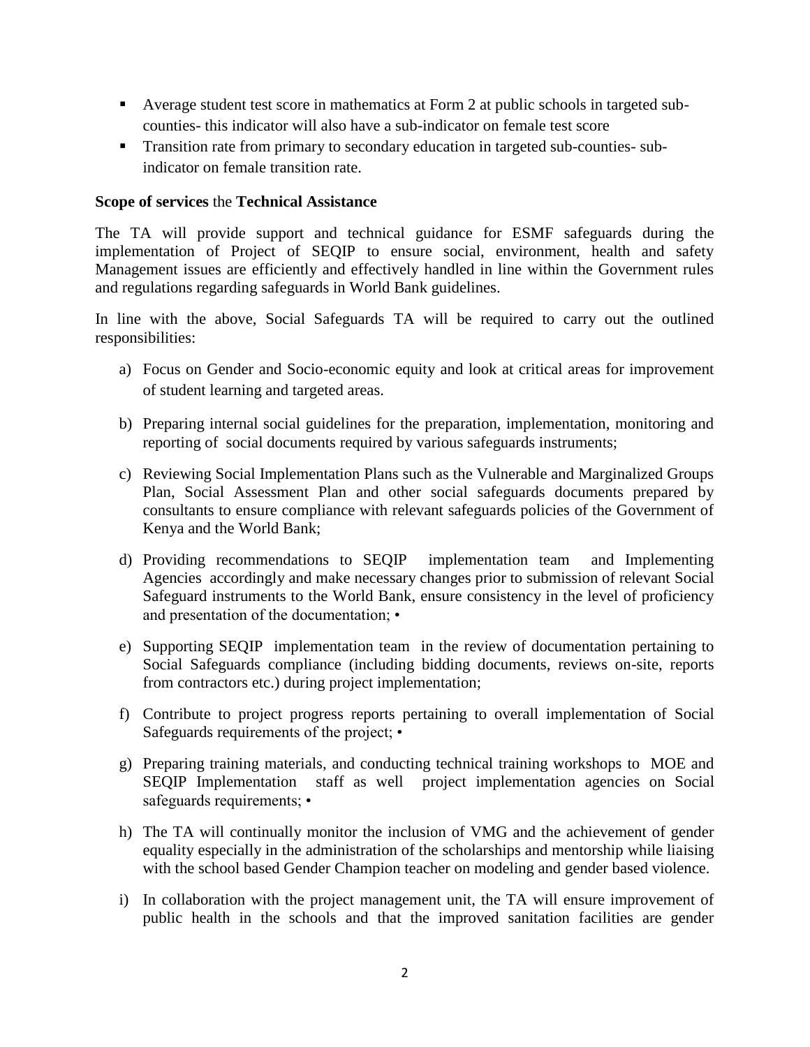- Average student test score in mathematics at Form 2 at public schools in targeted sub-counties- this indicator will also have a sub-indicator on female test score
- Transition rate from primary to secondary education in targeted sub-counties- sub-indicator on female transition rate.

**Scope of services** the **Technical Assistance**

The TA will provide support and technical guidance for ESMF safeguards during the implementation of Project of SEQIP to ensure social, environment, health and safety Management issues are efficiently and effectively handled in line within the Government rules and regulations regarding safeguards in World Bank guidelines.

In line with the above, Social Safeguards TA will be required to carry out the outlined responsibilities:

a) Focus on Gender and Socio-economic equity and look at critical areas for improvement of student learning and targeted areas.

b) Preparing internal social guidelines for the preparation, implementation, monitoring and reporting of social documents required by various safeguards instruments;

c) Reviewing Social Implementation Plans such as the Vulnerable and Marginalized Groups Plan, Social Assessment Plan and other social safeguards documents prepared by consultants to ensure compliance with relevant safeguards policies of the Government of Kenya and the World Bank;

d) Providing recommendations to SEQIP implementation team and Implementing Agencies accordingly and make necessary changes prior to submission of relevant Social Safeguard instruments to the World Bank, ensure consistency in the level of proficiency and presentation of the documentation; •

e) Supporting SEQIP implementation team in the review of documentation pertaining to Social Safeguards compliance (including bidding documents, reviews on-site, reports from contractors etc.) during project implementation;

f) Contribute to project progress reports pertaining to overall implementation of Social Safeguards requirements of the project; •

g) Preparing training materials, and conducting technical training workshops to MOE and SEQIP Implementation staff as well project implementation agencies on Social safeguards requirements; •

h) The TA will continually monitor the inclusion of VMG and the achievement of gender equality especially in the administration of the scholarships and mentorship while liaising with the school based Gender Champion teacher on modeling and gender based violence.

i) In collaboration with the project management unit, the TA will ensure improvement of public health in the schools and that the improved sanitation facilities are gender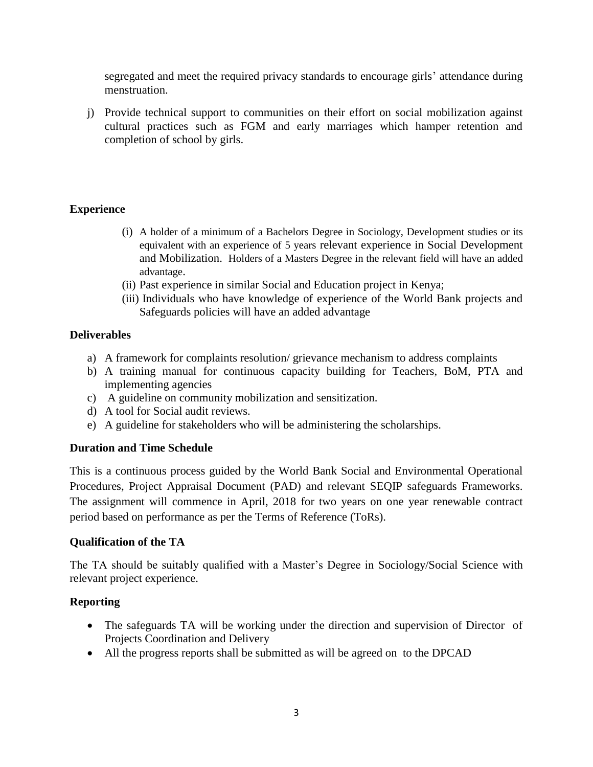segregated and meet the required privacy standards to encourage girls' attendance during menstruation.

j) Provide technical support to communities on their effort on social mobilization against cultural practices such as FGM and early marriages which hamper retention and completion of school by girls.

**Experience**

(i) A holder of a minimum of a Bachelors Degree in Sociology, Development studies or its equivalent with an experience of 5 years relevant experience in Social Development and Mobilization. Holders of a Masters Degree in the relevant field will have an added advantage.
(ii) Past experience in similar Social and Education project in Kenya;
(iii) Individuals who have knowledge of experience of the World Bank projects and Safeguards policies will have an added advantage

**Deliverables**

a) A framework for complaints resolution/ grievance mechanism to address complaints
b) A training manual for continuous capacity building for Teachers, BoM, PTA and implementing agencies
c) A guideline on community mobilization and sensitization.
d) A tool for Social audit reviews.
e) A guideline for stakeholders who will be administering the scholarships.

**Duration and Time Schedule**

This is a continuous process guided by the World Bank Social and Environmental Operational Procedures, Project Appraisal Document (PAD) and relevant SEQIP safeguards Frameworks. The assignment will commence in April, 2018 for two years on one year renewable contract period based on performance as per the Terms of Reference (ToRs).

**Qualification of the TA**

The TA should be suitably qualified with a Master's Degree in Sociology/Social Science with relevant project experience.

**Reporting**

- The safeguards TA will be working under the direction and supervision of Director of Projects Coordination and Delivery
- All the progress reports shall be submitted as will be agreed on to the DPCAD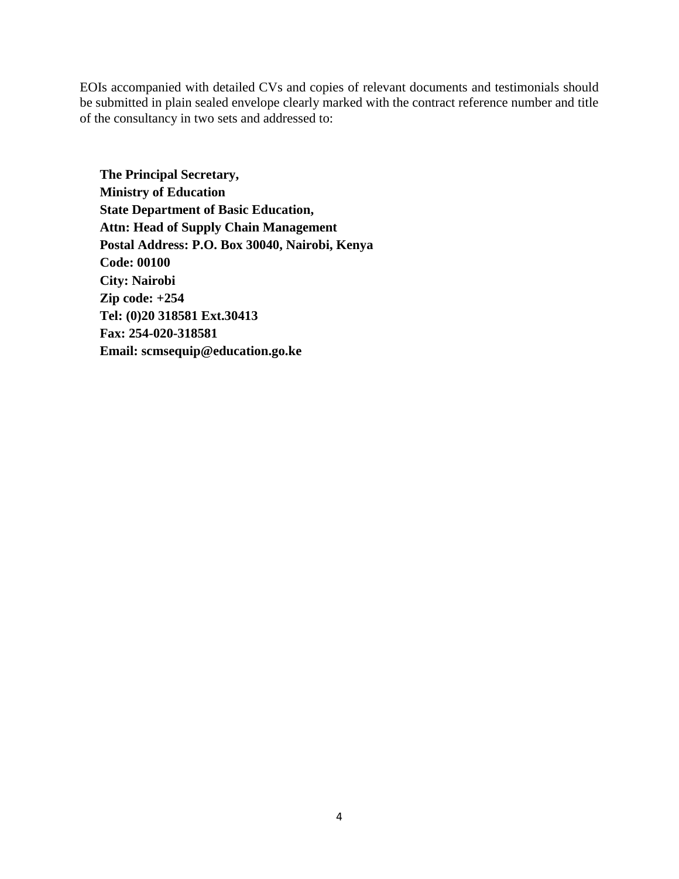EOIs accompanied with detailed CVs and copies of relevant documents and testimonials should be submitted in plain sealed envelope clearly marked with the contract reference number and title of the consultancy in two sets and addressed to:

**The Principal Secretary,**
**Ministry of Education**
**State Department of Basic Education,**
**Attn: Head of Supply Chain Management**
**Postal Address: P.O. Box 30040, Nairobi, Kenya**
**Code: 00100**
**City: Nairobi**
**Zip code: +254**
**Tel: (0)20 318581 Ext.30413**
**Fax: 254-020-318581**
**Email: scmsequip@education.go.ke**